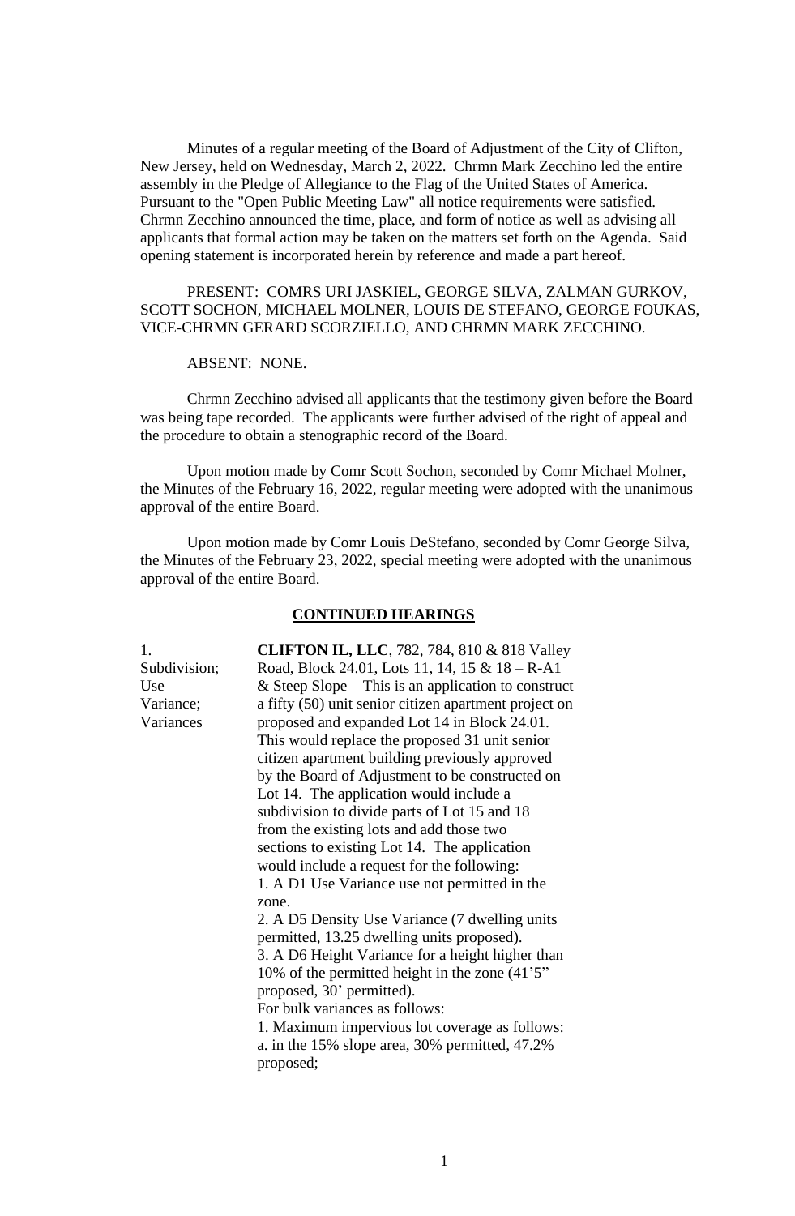Minutes of a regular meeting of the Board of Adjustment of the City of Clifton, New Jersey, held on Wednesday, March 2, 2022. Chrmn Mark Zecchino led the entire assembly in the Pledge of Allegiance to the Flag of the United States of America. Pursuant to the "Open Public Meeting Law" all notice requirements were satisfied. Chrmn Zecchino announced the time, place, and form of notice as well as advising all applicants that formal action may be taken on the matters set forth on the Agenda. Said opening statement is incorporated herein by reference and made a part hereof.

PRESENT: COMRS URI JASKIEL, GEORGE SILVA, ZALMAN GURKOV, SCOTT SOCHON, MICHAEL MOLNER, LOUIS DE STEFANO, GEORGE FOUKAS, VICE-CHRMN GERARD SCORZIELLO, AND CHRMN MARK ZECCHINO.

ABSENT: NONE.

Chrmn Zecchino advised all applicants that the testimony given before the Board was being tape recorded. The applicants were further advised of the right of appeal and the procedure to obtain a stenographic record of the Board.

Upon motion made by Comr Scott Sochon, seconded by Comr Michael Molner, the Minutes of the February 16, 2022, regular meeting were adopted with the unanimous approval of the entire Board.

Upon motion made by Comr Louis DeStefano, seconded by Comr George Silva, the Minutes of the February 23, 2022, special meeting were adopted with the unanimous approval of the entire Board.

## CONTINUED HEARINGS

1. Subdivision; Use Variance; Variances

**CLIFTON IL, LLC**, 782, 784, 810 & 818 Valley Road, Block 24.01, Lots 11, 14, 15 & 18 – R-A1 & Steep Slope – This is an application to construct a fifty (50) unit senior citizen apartment project on proposed and expanded Lot 14 in Block 24.01. This would replace the proposed 31 unit senior citizen apartment building previously approved by the Board of Adjustment to be constructed on Lot 14. The application would include a subdivision to divide parts of Lot 15 and 18 from the existing lots and add those two sections to existing Lot 14. The application would include a request for the following:
1. A D1 Use Variance use not permitted in the zone.
2. A D5 Density Use Variance (7 dwelling units permitted, 13.25 dwelling units proposed).
3. A D6 Height Variance for a height higher than 10% of the permitted height in the zone (41'5" proposed, 30' permitted).
For bulk variances as follows:
1. Maximum impervious lot coverage as follows:
a. in the 15% slope area, 30% permitted, 47.2% proposed;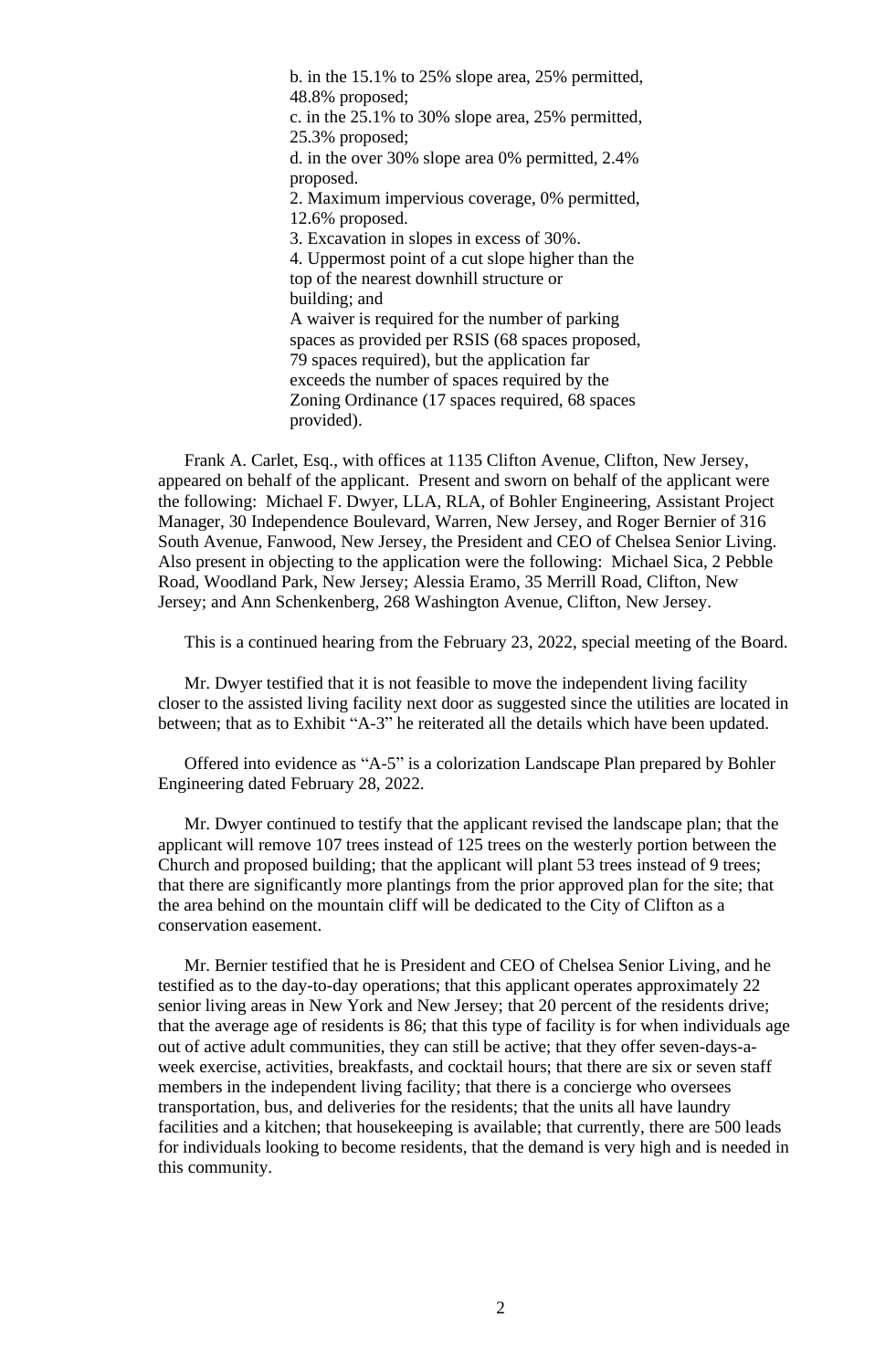b. in the 15.1% to 25% slope area, 25% permitted, 48.8% proposed;
c. in the 25.1% to 30% slope area, 25% permitted, 25.3% proposed;
d. in the over 30% slope area 0% permitted, 2.4% proposed.
2. Maximum impervious coverage, 0% permitted, 12.6% proposed.
3. Excavation in slopes in excess of 30%.
4. Uppermost point of a cut slope higher than the top of the nearest downhill structure or building; and
A waiver is required for the number of parking spaces as provided per RSIS (68 spaces proposed, 79 spaces required), but the application far exceeds the number of spaces required by the Zoning Ordinance (17 spaces required, 68 spaces provided).

Frank A. Carlet, Esq., with offices at 1135 Clifton Avenue, Clifton, New Jersey, appeared on behalf of the applicant. Present and sworn on behalf of the applicant were the following: Michael F. Dwyer, LLA, RLA, of Bohler Engineering, Assistant Project Manager, 30 Independence Boulevard, Warren, New Jersey, and Roger Bernier of 316 South Avenue, Fanwood, New Jersey, the President and CEO of Chelsea Senior Living. Also present in objecting to the application were the following: Michael Sica, 2 Pebble Road, Woodland Park, New Jersey; Alessia Eramo, 35 Merrill Road, Clifton, New Jersey; and Ann Schenkenberg, 268 Washington Avenue, Clifton, New Jersey.

This is a continued hearing from the February 23, 2022, special meeting of the Board.

Mr. Dwyer testified that it is not feasible to move the independent living facility closer to the assisted living facility next door as suggested since the utilities are located in between; that as to Exhibit "A-3" he reiterated all the details which have been updated.

Offered into evidence as "A-5" is a colorization Landscape Plan prepared by Bohler Engineering dated February 28, 2022.

Mr. Dwyer continued to testify that the applicant revised the landscape plan; that the applicant will remove 107 trees instead of 125 trees on the westerly portion between the Church and proposed building; that the applicant will plant 53 trees instead of 9 trees; that there are significantly more plantings from the prior approved plan for the site; that the area behind on the mountain cliff will be dedicated to the City of Clifton as a conservation easement.

Mr. Bernier testified that he is President and CEO of Chelsea Senior Living, and he testified as to the day-to-day operations; that this applicant operates approximately 22 senior living areas in New York and New Jersey; that 20 percent of the residents drive; that the average age of residents is 86; that this type of facility is for when individuals age out of active adult communities, they can still be active; that they offer seven-days-a-week exercise, activities, breakfasts, and cocktail hours; that there are six or seven staff members in the independent living facility; that there is a concierge who oversees transportation, bus, and deliveries for the residents; that the units all have laundry facilities and a kitchen; that housekeeping is available; that currently, there are 500 leads for individuals looking to become residents, that the demand is very high and is needed in this community.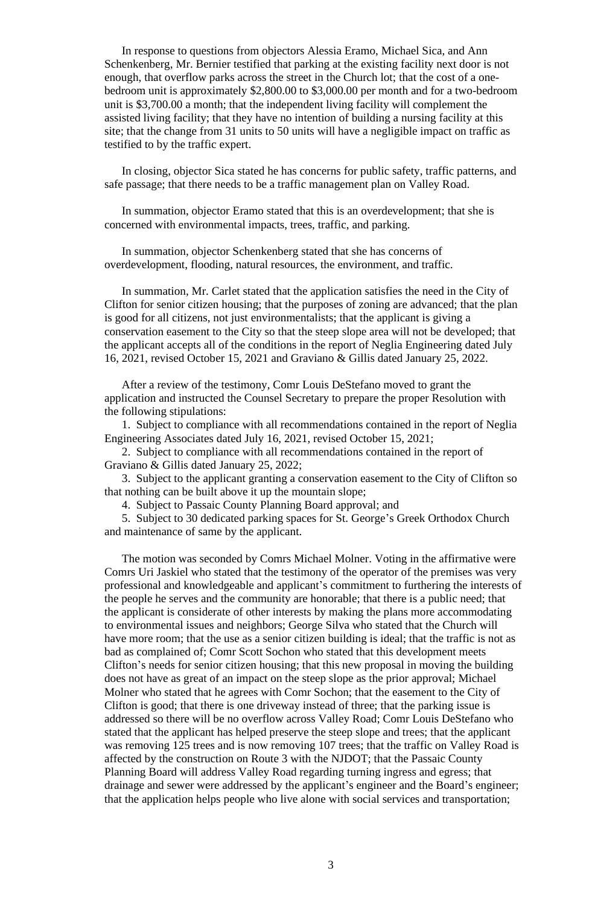In response to questions from objectors Alessia Eramo, Michael Sica, and Ann Schenkenberg, Mr. Bernier testified that parking at the existing facility next door is not enough, that overflow parks across the street in the Church lot; that the cost of a one-bedroom unit is approximately $2,800.00 to $3,000.00 per month and for a two-bedroom unit is $3,700.00 a month; that the independent living facility will complement the assisted living facility; that they have no intention of building a nursing facility at this site; that the change from 31 units to 50 units will have a negligible impact on traffic as testified to by the traffic expert.

In closing, objector Sica stated he has concerns for public safety, traffic patterns, and safe passage; that there needs to be a traffic management plan on Valley Road.

In summation, objector Eramo stated that this is an overdevelopment; that she is concerned with environmental impacts, trees, traffic, and parking.

In summation, objector Schenkenberg stated that she has concerns of overdevelopment, flooding, natural resources, the environment, and traffic.

In summation, Mr. Carlet stated that the application satisfies the need in the City of Clifton for senior citizen housing; that the purposes of zoning are advanced; that the plan is good for all citizens, not just environmentalists; that the applicant is giving a conservation easement to the City so that the steep slope area will not be developed; that the applicant accepts all of the conditions in the report of Neglia Engineering dated July 16, 2021, revised October 15, 2021 and Graviano & Gillis dated January 25, 2022.

After a review of the testimony, Comr Louis DeStefano moved to grant the application and instructed the Counsel Secretary to prepare the proper Resolution with the following stipulations:

1. Subject to compliance with all recommendations contained in the report of Neglia Engineering Associates dated July 16, 2021, revised October 15, 2021;
2. Subject to compliance with all recommendations contained in the report of Graviano & Gillis dated January 25, 2022;
3. Subject to the applicant granting a conservation easement to the City of Clifton so that nothing can be built above it up the mountain slope;
4. Subject to Passaic County Planning Board approval; and
5. Subject to 30 dedicated parking spaces for St. George's Greek Orthodox Church and maintenance of same by the applicant.

The motion was seconded by Comrs Michael Molner. Voting in the affirmative were Comrs Uri Jaskiel who stated that the testimony of the operator of the premises was very professional and knowledgeable and applicant's commitment to furthering the interests of the people he serves and the community are honorable; that there is a public need; that the applicant is considerate of other interests by making the plans more accommodating to environmental issues and neighbors; George Silva who stated that the Church will have more room; that the use as a senior citizen building is ideal; that the traffic is not as bad as complained of; Comr Scott Sochon who stated that this development meets Clifton's needs for senior citizen housing; that this new proposal in moving the building does not have as great of an impact on the steep slope as the prior approval; Michael Molner who stated that he agrees with Comr Sochon; that the easement to the City of Clifton is good; that there is one driveway instead of three; that the parking issue is addressed so there will be no overflow across Valley Road; Comr Louis DeStefano who stated that the applicant has helped preserve the steep slope and trees; that the applicant was removing 125 trees and is now removing 107 trees; that the traffic on Valley Road is affected by the construction on Route 3 with the NJDOT; that the Passaic County Planning Board will address Valley Road regarding turning ingress and egress; that drainage and sewer were addressed by the applicant's engineer and the Board's engineer; that the application helps people who live alone with social services and transportation;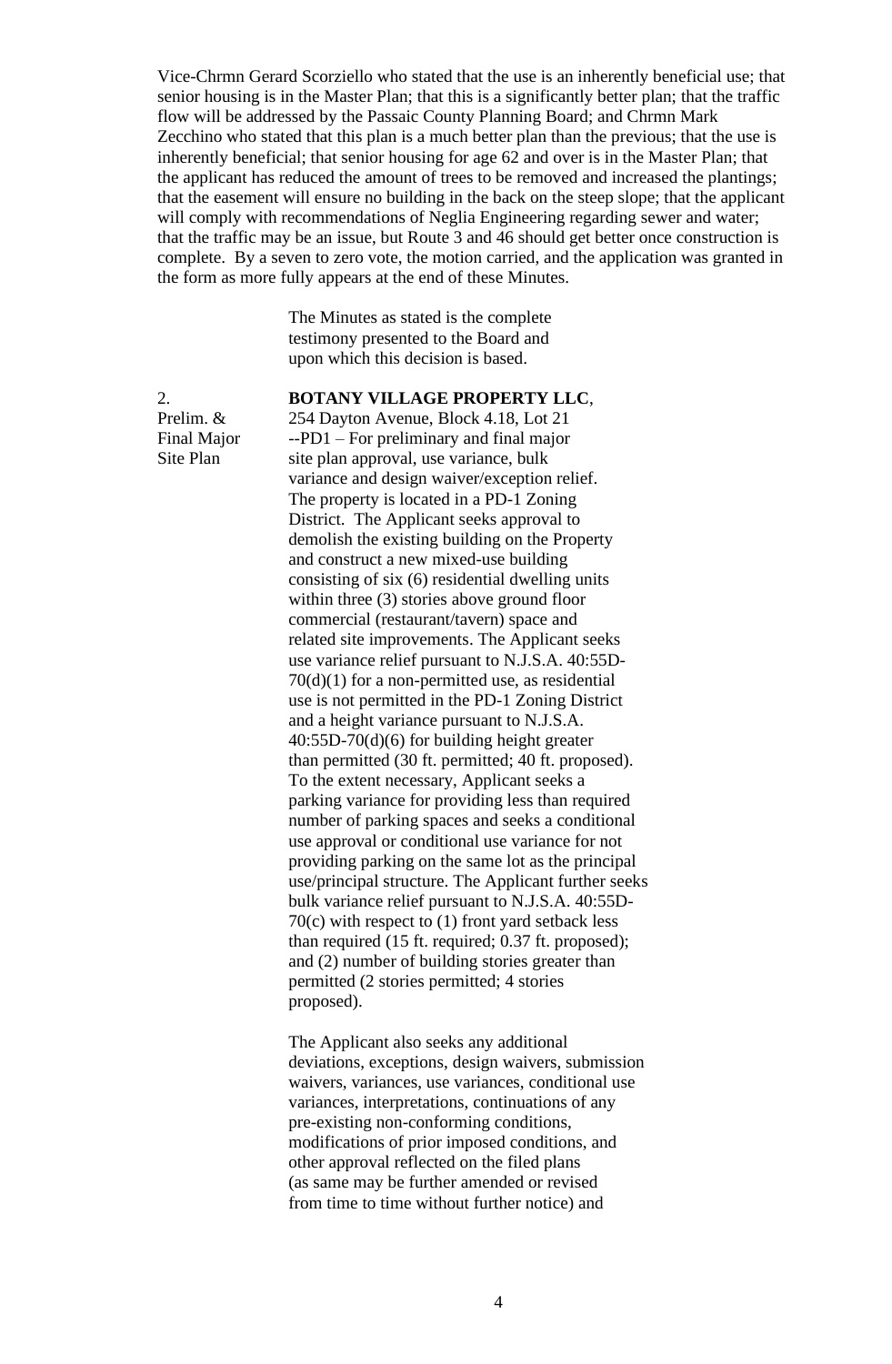Vice-Chrmn Gerard Scorziello who stated that the use is an inherently beneficial use; that senior housing is in the Master Plan; that this is a significantly better plan; that the traffic flow will be addressed by the Passaic County Planning Board; and Chrmn Mark Zecchino who stated that this plan is a much better plan than the previous; that the use is inherently beneficial; that senior housing for age 62 and over is in the Master Plan; that the applicant has reduced the amount of trees to be removed and increased the plantings; that the easement will ensure no building in the back on the steep slope; that the applicant will comply with recommendations of Neglia Engineering regarding sewer and water; that the traffic may be an issue, but Route 3 and 46 should get better once construction is complete. By a seven to zero vote, the motion carried, and the application was granted in the form as more fully appears at the end of these Minutes.

The Minutes as stated is the complete testimony presented to the Board and upon which this decision is based.

2. Prelim. & Final Major Site Plan

**BOTANY VILLAGE PROPERTY LLC**, 254 Dayton Avenue, Block 4.18, Lot 21 --PD1 – For preliminary and final major site plan approval, use variance, bulk variance and design waiver/exception relief. The property is located in a PD-1 Zoning District. The Applicant seeks approval to demolish the existing building on the Property and construct a new mixed-use building consisting of six (6) residential dwelling units within three (3) stories above ground floor commercial (restaurant/tavern) space and related site improvements. The Applicant seeks use variance relief pursuant to N.J.S.A. 40:55D-70(d)(1) for a non-permitted use, as residential use is not permitted in the PD-1 Zoning District and a height variance pursuant to N.J.S.A. 40:55D-70(d)(6) for building height greater than permitted (30 ft. permitted; 40 ft. proposed). To the extent necessary, Applicant seeks a parking variance for providing less than required number of parking spaces and seeks a conditional use approval or conditional use variance for not providing parking on the same lot as the principal use/principal structure. The Applicant further seeks bulk variance relief pursuant to N.J.S.A. 40:55D-70(c) with respect to (1) front yard setback less than required (15 ft. required; 0.37 ft. proposed); and (2) number of building stories greater than permitted (2 stories permitted; 4 stories proposed).

The Applicant also seeks any additional deviations, exceptions, design waivers, submission waivers, variances, use variances, conditional use variances, interpretations, continuations of any pre-existing non-conforming conditions, modifications of prior imposed conditions, and other approval reflected on the filed plans (as same may be further amended or revised from time to time without further notice) and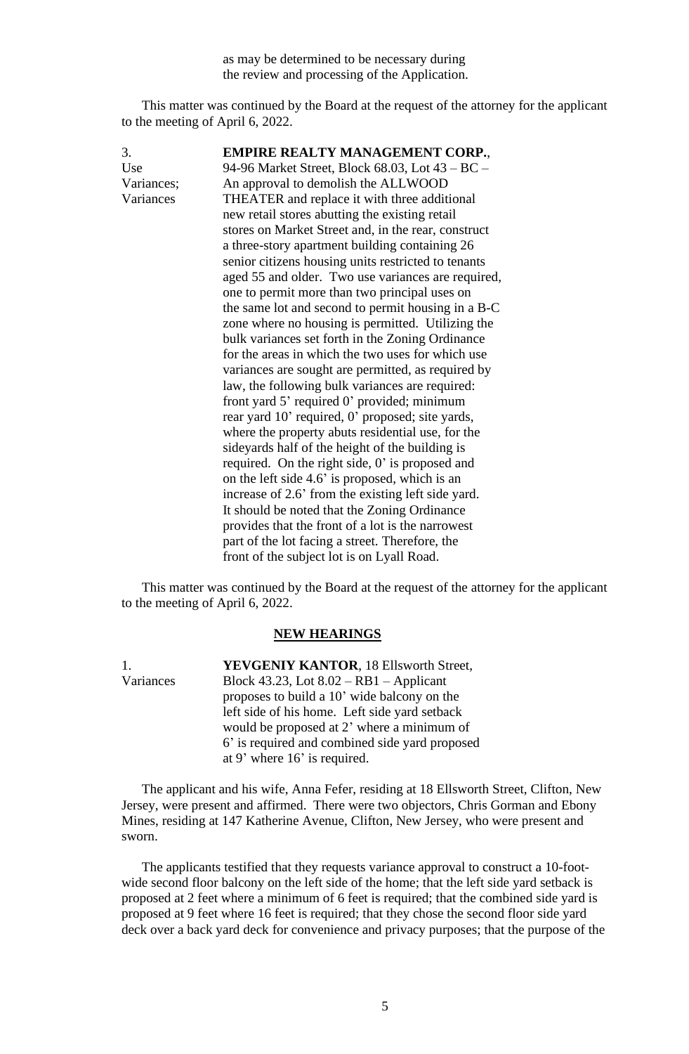as may be determined to be necessary during the review and processing of the Application.

This matter was continued by the Board at the request of the attorney for the applicant to the meeting of April 6, 2022.

3. Use Variances; Variances

**EMPIRE REALTY MANAGEMENT CORP.**, 94-96 Market Street, Block 68.03, Lot 43 – BC – An approval to demolish the ALLWOOD THEATER and replace it with three additional new retail stores abutting the existing retail stores on Market Street and, in the rear, construct a three-story apartment building containing 26 senior citizens housing units restricted to tenants aged 55 and older. Two use variances are required, one to permit more than two principal uses on the same lot and second to permit housing in a B-C zone where no housing is permitted. Utilizing the bulk variances set forth in the Zoning Ordinance for the areas in which the two uses for which use variances are sought are permitted, as required by law, the following bulk variances are required: front yard 5' required 0' provided; minimum rear yard 10' required, 0' proposed; site yards, where the property abuts residential use, for the sideyards half of the height of the building is required. On the right side, 0' is proposed and on the left side 4.6' is proposed, which is an increase of 2.6' from the existing left side yard. It should be noted that the Zoning Ordinance provides that the front of a lot is the narrowest part of the lot facing a street. Therefore, the front of the subject lot is on Lyall Road.

This matter was continued by the Board at the request of the attorney for the applicant to the meeting of April 6, 2022.

## NEW HEARINGS

1. Variances

**YEVGENIY KANTOR**, 18 Ellsworth Street, Block 43.23, Lot 8.02 – RB1 – Applicant proposes to build a 10' wide balcony on the left side of his home. Left side yard setback would be proposed at 2' where a minimum of 6' is required and combined side yard proposed at 9' where 16' is required.

The applicant and his wife, Anna Fefer, residing at 18 Ellsworth Street, Clifton, New Jersey, were present and affirmed. There were two objectors, Chris Gorman and Ebony Mines, residing at 147 Katherine Avenue, Clifton, New Jersey, who were present and sworn.

The applicants testified that they requests variance approval to construct a 10-foot-wide second floor balcony on the left side of the home; that the left side yard setback is proposed at 2 feet where a minimum of 6 feet is required; that the combined side yard is proposed at 9 feet where 16 feet is required; that they chose the second floor side yard deck over a back yard deck for convenience and privacy purposes; that the purpose of the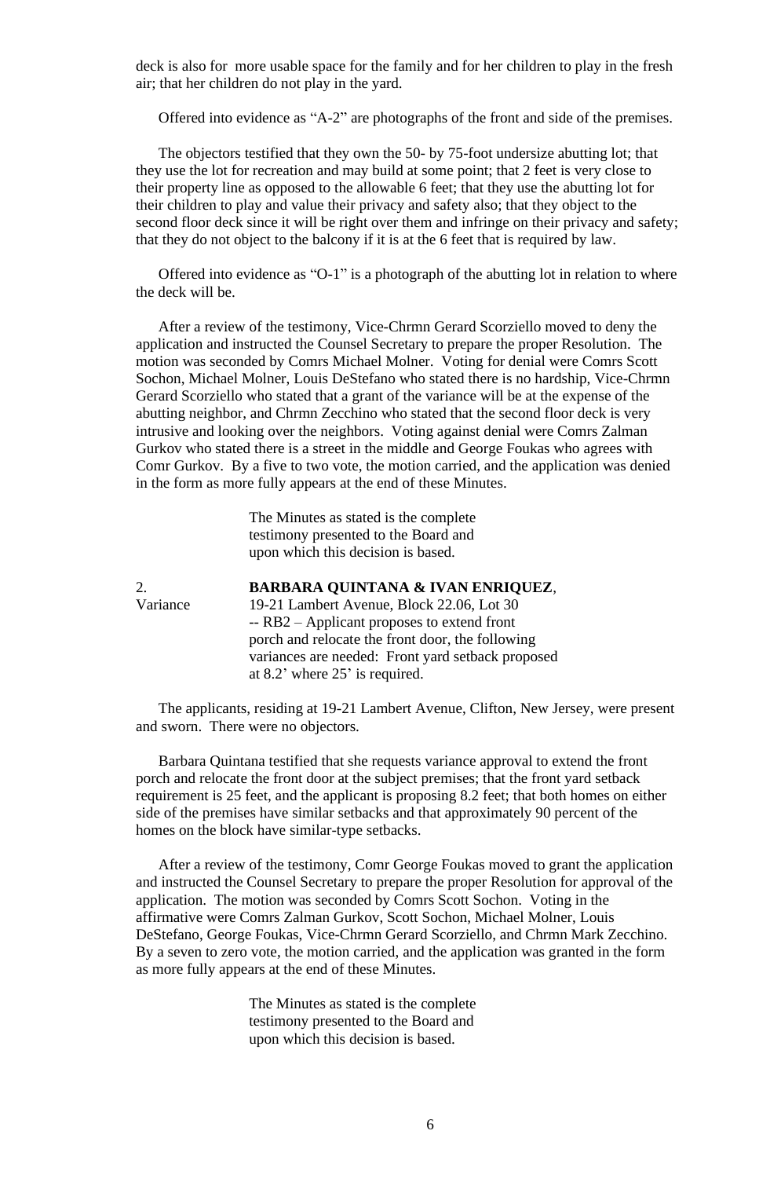deck is also for more usable space for the family and for her children to play in the fresh air; that her children do not play in the yard.

Offered into evidence as "A-2" are photographs of the front and side of the premises.

The objectors testified that they own the 50- by 75-foot undersize abutting lot; that they use the lot for recreation and may build at some point; that 2 feet is very close to their property line as opposed to the allowable 6 feet; that they use the abutting lot for their children to play and value their privacy and safety also; that they object to the second floor deck since it will be right over them and infringe on their privacy and safety; that they do not object to the balcony if it is at the 6 feet that is required by law.

Offered into evidence as "O-1" is a photograph of the abutting lot in relation to where the deck will be.

After a review of the testimony, Vice-Chrmn Gerard Scorziello moved to deny the application and instructed the Counsel Secretary to prepare the proper Resolution. The motion was seconded by Comrs Michael Molner. Voting for denial were Comrs Scott Sochon, Michael Molner, Louis DeStefano who stated there is no hardship, Vice-Chrmn Gerard Scorziello who stated that a grant of the variance will be at the expense of the abutting neighbor, and Chrmn Zecchino who stated that the second floor deck is very intrusive and looking over the neighbors. Voting against denial were Comrs Zalman Gurkov who stated there is a street in the middle and George Foukas who agrees with Comr Gurkov. By a five to two vote, the motion carried, and the application was denied in the form as more fully appears at the end of these Minutes.

> The Minutes as stated is the complete testimony presented to the Board and upon which this decision is based.

2. Variance — **BARBARA QUINTANA & IVAN ENRIQUEZ**, 19-21 Lambert Avenue, Block 22.06, Lot 30 -- RB2 – Applicant proposes to extend front porch and relocate the front door, the following variances are needed: Front yard setback proposed at 8.2' where 25' is required.

The applicants, residing at 19-21 Lambert Avenue, Clifton, New Jersey, were present and sworn. There were no objectors.

Barbara Quintana testified that she requests variance approval to extend the front porch and relocate the front door at the subject premises; that the front yard setback requirement is 25 feet, and the applicant is proposing 8.2 feet; that both homes on either side of the premises have similar setbacks and that approximately 90 percent of the homes on the block have similar-type setbacks.

After a review of the testimony, Comr George Foukas moved to grant the application and instructed the Counsel Secretary to prepare the proper Resolution for approval of the application. The motion was seconded by Comrs Scott Sochon. Voting in the affirmative were Comrs Zalman Gurkov, Scott Sochon, Michael Molner, Louis DeStefano, George Foukas, Vice-Chrmn Gerard Scorziello, and Chrmn Mark Zecchino. By a seven to zero vote, the motion carried, and the application was granted in the form as more fully appears at the end of these Minutes.

> The Minutes as stated is the complete testimony presented to the Board and upon which this decision is based.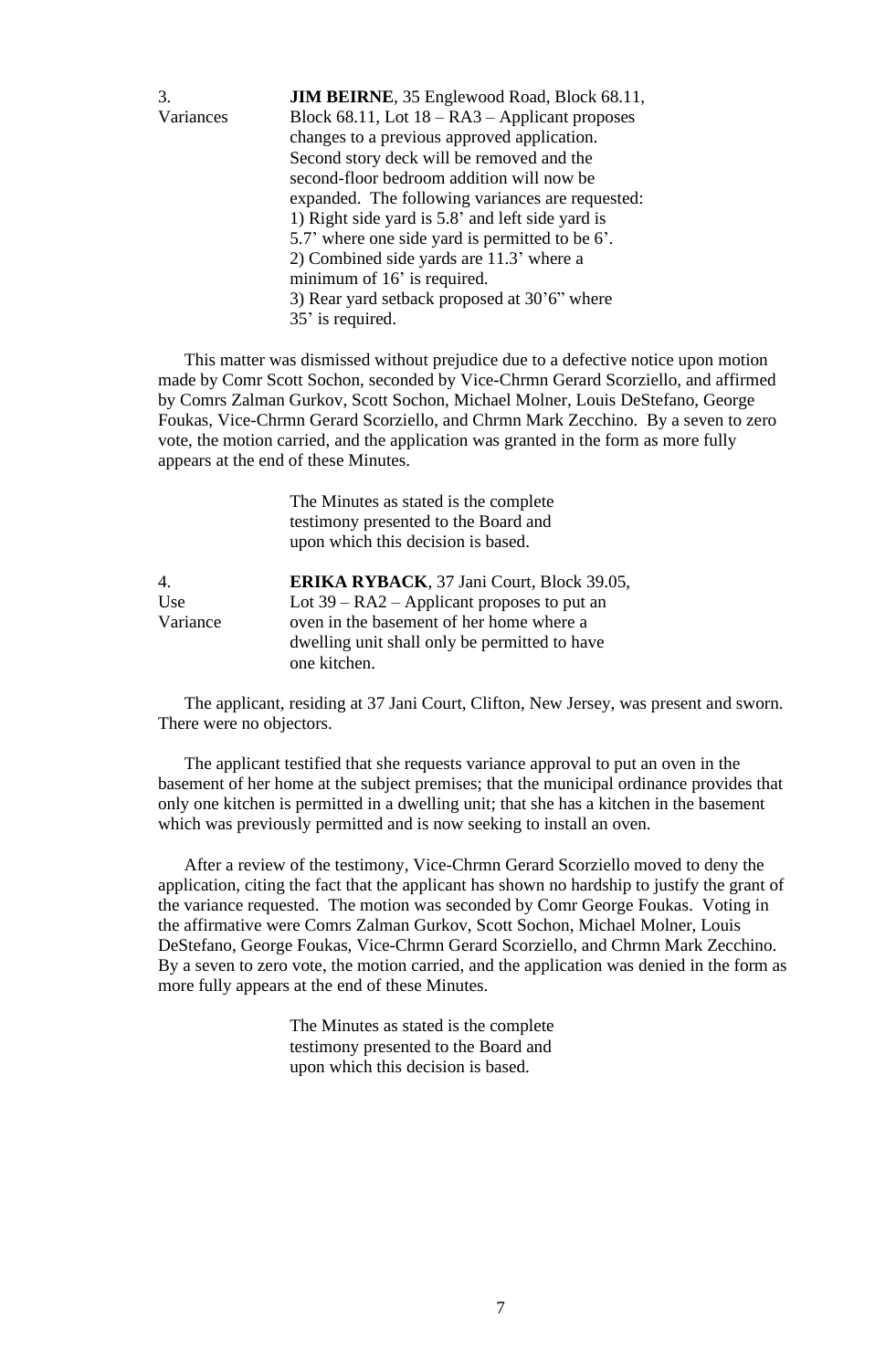3.
Variances

**JIM BEIRNE**, 35 Englewood Road, Block 68.11, Block 68.11, Lot 18 – RA3 – Applicant proposes changes to a previous approved application. Second story deck will be removed and the second-floor bedroom addition will now be expanded. The following variances are requested:
1) Right side yard is 5.8' and left side yard is 5.7' where one side yard is permitted to be 6'.
2) Combined side yards are 11.3' where a minimum of 16' is required.
3) Rear yard setback proposed at 30'6" where 35' is required.

This matter was dismissed without prejudice due to a defective notice upon motion made by Comr Scott Sochon, seconded by Vice-Chrmn Gerard Scorziello, and affirmed by Comrs Zalman Gurkov, Scott Sochon, Michael Molner, Louis DeStefano, George Foukas, Vice-Chrmn Gerard Scorziello, and Chrmn Mark Zecchino. By a seven to zero vote, the motion carried, and the application was granted in the form as more fully appears at the end of these Minutes.

The Minutes as stated is the complete testimony presented to the Board and upon which this decision is based.

4.
Use
Variance

**ERIKA RYBACK**, 37 Jani Court, Block 39.05, Lot 39 – RA2 – Applicant proposes to put an oven in the basement of her home where a dwelling unit shall only be permitted to have one kitchen.

The applicant, residing at 37 Jani Court, Clifton, New Jersey, was present and sworn. There were no objectors.

The applicant testified that she requests variance approval to put an oven in the basement of her home at the subject premises; that the municipal ordinance provides that only one kitchen is permitted in a dwelling unit; that she has a kitchen in the basement which was previously permitted and is now seeking to install an oven.

After a review of the testimony, Vice-Chrmn Gerard Scorziello moved to deny the application, citing the fact that the applicant has shown no hardship to justify the grant of the variance requested. The motion was seconded by Comr George Foukas. Voting in the affirmative were Comrs Zalman Gurkov, Scott Sochon, Michael Molner, Louis DeStefano, George Foukas, Vice-Chrmn Gerard Scorziello, and Chrmn Mark Zecchino. By a seven to zero vote, the motion carried, and the application was denied in the form as more fully appears at the end of these Minutes.

The Minutes as stated is the complete testimony presented to the Board and upon which this decision is based.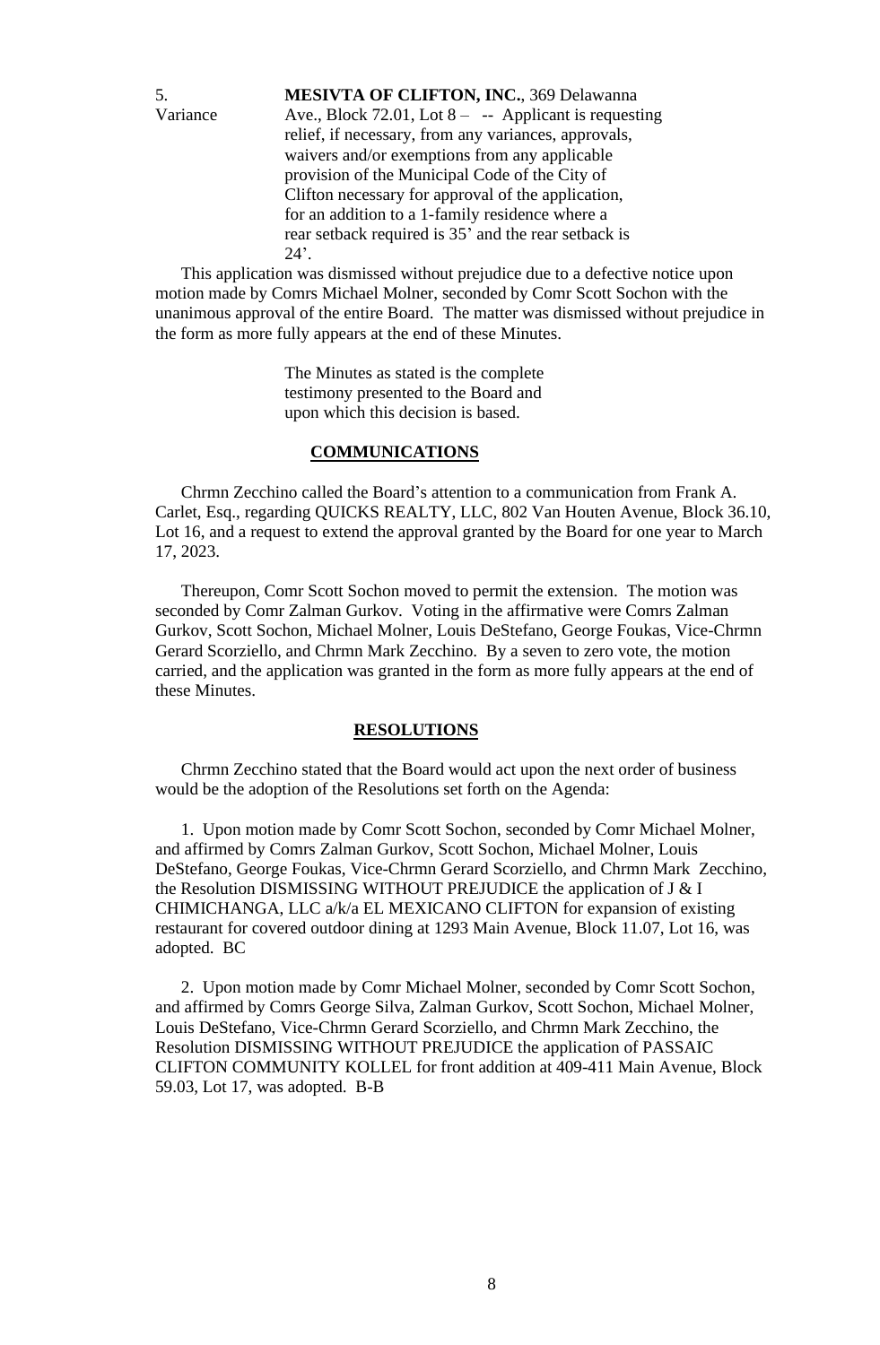5.
Variance

**MESIVTA OF CLIFTON, INC.**, 369 Delawanna Ave., Block 72.01, Lot 8 – -- Applicant is requesting relief, if necessary, from any variances, approvals, waivers and/or exemptions from any applicable provision of the Municipal Code of the City of Clifton necessary for approval of the application, for an addition to a 1-family residence where a rear setback required is 35' and the rear setback is 24'.

This application was dismissed without prejudice due to a defective notice upon motion made by Comrs Michael Molner, seconded by Comr Scott Sochon with the unanimous approval of the entire Board. The matter was dismissed without prejudice in the form as more fully appears at the end of these Minutes.

The Minutes as stated is the complete testimony presented to the Board and upon which this decision is based.

## COMMUNICATIONS

Chrmn Zecchino called the Board's attention to a communication from Frank A. Carlet, Esq., regarding QUICKS REALTY, LLC, 802 Van Houten Avenue, Block 36.10, Lot 16, and a request to extend the approval granted by the Board for one year to March 17, 2023.

Thereupon, Comr Scott Sochon moved to permit the extension. The motion was seconded by Comr Zalman Gurkov. Voting in the affirmative were Comrs Zalman Gurkov, Scott Sochon, Michael Molner, Louis DeStefano, George Foukas, Vice-Chrmn Gerard Scorziello, and Chrmn Mark Zecchino. By a seven to zero vote, the motion carried, and the application was granted in the form as more fully appears at the end of these Minutes.

## RESOLUTIONS

Chrmn Zecchino stated that the Board would act upon the next order of business would be the adoption of the Resolutions set forth on the Agenda:

1. Upon motion made by Comr Scott Sochon, seconded by Comr Michael Molner, and affirmed by Comrs Zalman Gurkov, Scott Sochon, Michael Molner, Louis DeStefano, George Foukas, Vice-Chrmn Gerard Scorziello, and Chrmn Mark Zecchino, the Resolution DISMISSING WITHOUT PREJUDICE the application of J & I CHIMICHANGA, LLC a/k/a EL MEXICANO CLIFTON for expansion of existing restaurant for covered outdoor dining at 1293 Main Avenue, Block 11.07, Lot 16, was adopted. BC

2. Upon motion made by Comr Michael Molner, seconded by Comr Scott Sochon, and affirmed by Comrs George Silva, Zalman Gurkov, Scott Sochon, Michael Molner, Louis DeStefano, Vice-Chrmn Gerard Scorziello, and Chrmn Mark Zecchino, the Resolution DISMISSING WITHOUT PREJUDICE the application of PASSAIC CLIFTON COMMUNITY KOLLEL for front addition at 409-411 Main Avenue, Block 59.03, Lot 17, was adopted. B-B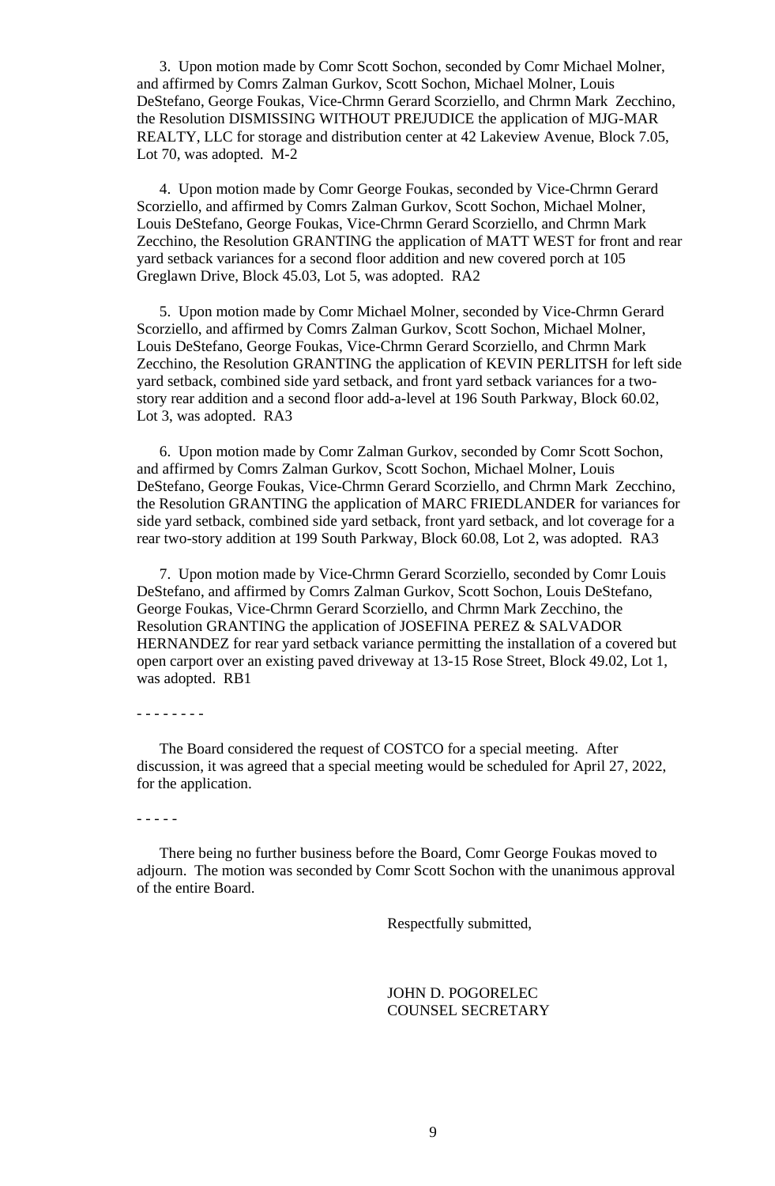3. Upon motion made by Comr Scott Sochon, seconded by Comr Michael Molner, and affirmed by Comrs Zalman Gurkov, Scott Sochon, Michael Molner, Louis DeStefano, George Foukas, Vice-Chrmn Gerard Scorziello, and Chrmn Mark Zecchino, the Resolution DISMISSING WITHOUT PREJUDICE the application of MJG-MAR REALTY, LLC for storage and distribution center at 42 Lakeview Avenue, Block 7.05, Lot 70, was adopted. M-2

4. Upon motion made by Comr George Foukas, seconded by Vice-Chrmn Gerard Scorziello, and affirmed by Comrs Zalman Gurkov, Scott Sochon, Michael Molner, Louis DeStefano, George Foukas, Vice-Chrmn Gerard Scorziello, and Chrmn Mark Zecchino, the Resolution GRANTING the application of MATT WEST for front and rear yard setback variances for a second floor addition and new covered porch at 105 Greglawn Drive, Block 45.03, Lot 5, was adopted. RA2

5. Upon motion made by Comr Michael Molner, seconded by Vice-Chrmn Gerard Scorziello, and affirmed by Comrs Zalman Gurkov, Scott Sochon, Michael Molner, Louis DeStefano, George Foukas, Vice-Chrmn Gerard Scorziello, and Chrmn Mark Zecchino, the Resolution GRANTING the application of KEVIN PERLITSH for left side yard setback, combined side yard setback, and front yard setback variances for a two-story rear addition and a second floor add-a-level at 196 South Parkway, Block 60.02, Lot 3, was adopted. RA3

6. Upon motion made by Comr Zalman Gurkov, seconded by Comr Scott Sochon, and affirmed by Comrs Zalman Gurkov, Scott Sochon, Michael Molner, Louis DeStefano, George Foukas, Vice-Chrmn Gerard Scorziello, and Chrmn Mark Zecchino, the Resolution GRANTING the application of MARC FRIEDLANDER for variances for side yard setback, combined side yard setback, front yard setback, and lot coverage for a rear two-story addition at 199 South Parkway, Block 60.08, Lot 2, was adopted. RA3

7. Upon motion made by Vice-Chrmn Gerard Scorziello, seconded by Comr Louis DeStefano, and affirmed by Comrs Zalman Gurkov, Scott Sochon, Louis DeStefano, George Foukas, Vice-Chrmn Gerard Scorziello, and Chrmn Mark Zecchino, the Resolution GRANTING the application of JOSEFINA PEREZ & SALVADOR HERNANDEZ for rear yard setback variance permitting the installation of a covered but open carport over an existing paved driveway at 13-15 Rose Street, Block 49.02, Lot 1, was adopted. RB1

- - - - - - - -

The Board considered the request of COSTCO for a special meeting. After discussion, it was agreed that a special meeting would be scheduled for April 27, 2022, for the application.

- - - - -

There being no further business before the Board, Comr George Foukas moved to adjourn. The motion was seconded by Comr Scott Sochon with the unanimous approval of the entire Board.

Respectfully submitted,

JOHN D. POGORELEC
COUNSEL SECRETARY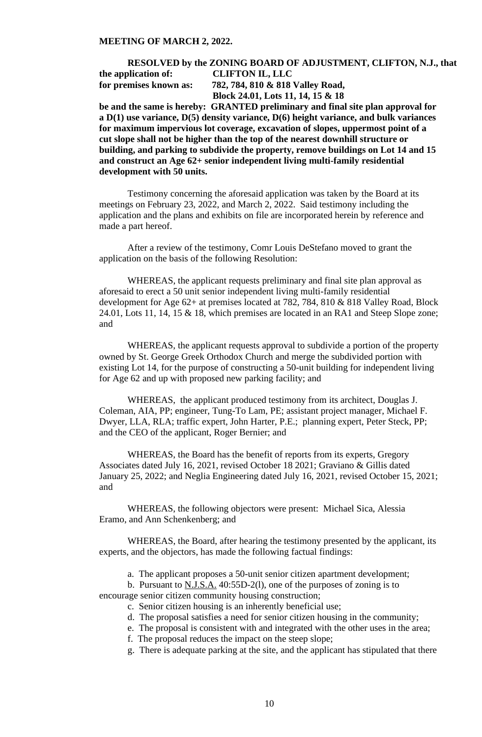**MEETING OF MARCH 2, 2022.**

**RESOLVED by the ZONING BOARD OF ADJUSTMENT, CLIFTON, N.J., that the application of: CLIFTON IL, LLC**
**for premises known as: 782, 784, 810 & 818 Valley Road,**
**Block 24.01, Lots 11, 14, 15 & 18**
**be and the same is hereby: GRANTED preliminary and final site plan approval for a D(1) use variance, D(5) density variance, D(6) height variance, and bulk variances for maximum impervious lot coverage, excavation of slopes, uppermost point of a cut slope shall not be higher than the top of the nearest downhill structure or building, and parking to subdivide the property, remove buildings on Lot 14 and 15 and construct an Age 62+ senior independent living multi-family residential development with 50 units.**

Testimony concerning the aforesaid application was taken by the Board at its meetings on February 23, 2022, and March 2, 2022. Said testimony including the application and the plans and exhibits on file are incorporated herein by reference and made a part hereof.

After a review of the testimony, Comr Louis DeStefano moved to grant the application on the basis of the following Resolution:

WHEREAS, the applicant requests preliminary and final site plan approval as aforesaid to erect a 50 unit senior independent living multi-family residential development for Age 62+ at premises located at 782, 784, 810 & 818 Valley Road, Block 24.01, Lots 11, 14, 15 & 18, which premises are located in an RA1 and Steep Slope zone; and

WHEREAS, the applicant requests approval to subdivide a portion of the property owned by St. George Greek Orthodox Church and merge the subdivided portion with existing Lot 14, for the purpose of constructing a 50-unit building for independent living for Age 62 and up with proposed new parking facility; and

WHEREAS, the applicant produced testimony from its architect, Douglas J. Coleman, AIA, PP; engineer, Tung-To Lam, PE; assistant project manager, Michael F. Dwyer, LLA, RLA; traffic expert, John Harter, P.E.; planning expert, Peter Steck, PP; and the CEO of the applicant, Roger Bernier; and

WHEREAS, the Board has the benefit of reports from its experts, Gregory Associates dated July 16, 2021, revised October 18 2021; Graviano & Gillis dated January 25, 2022; and Neglia Engineering dated July 16, 2021, revised October 15, 2021; and

WHEREAS, the following objectors were present: Michael Sica, Alessia Eramo, and Ann Schenkenberg; and

WHEREAS, the Board, after hearing the testimony presented by the applicant, its experts, and the objectors, has made the following factual findings:

a. The applicant proposes a 50-unit senior citizen apartment development;

b. Pursuant to N.J.S.A. 40:55D-2(l), one of the purposes of zoning is to encourage senior citizen community housing construction;

c. Senior citizen housing is an inherently beneficial use;

d. The proposal satisfies a need for senior citizen housing in the community;

e. The proposal is consistent with and integrated with the other uses in the area;

f. The proposal reduces the impact on the steep slope;

g. There is adequate parking at the site, and the applicant has stipulated that there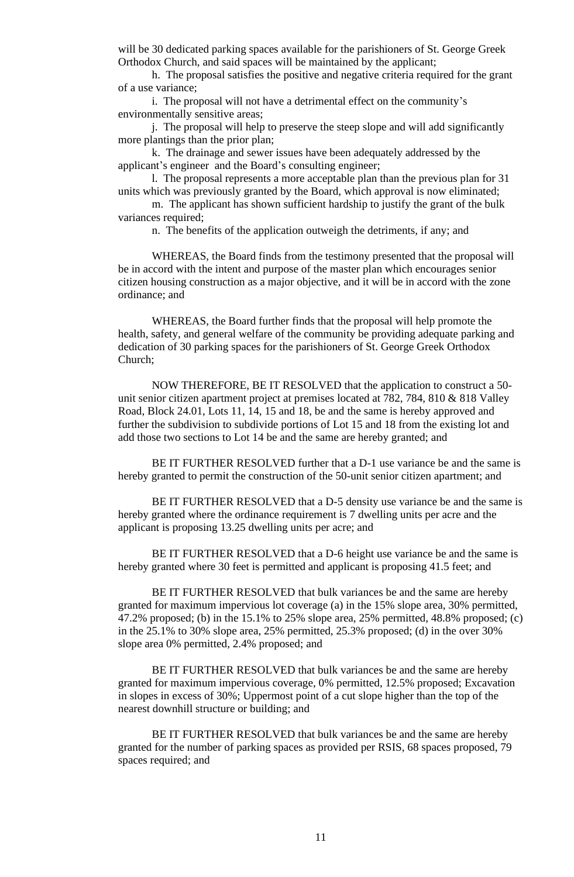will be 30 dedicated parking spaces available for the parishioners of St. George Greek Orthodox Church, and said spaces will be maintained by the applicant;

h. The proposal satisfies the positive and negative criteria required for the grant of a use variance;

i. The proposal will not have a detrimental effect on the community's environmentally sensitive areas;

j. The proposal will help to preserve the steep slope and will add significantly more plantings than the prior plan;

k. The drainage and sewer issues have been adequately addressed by the applicant's engineer and the Board's consulting engineer;

l. The proposal represents a more acceptable plan than the previous plan for 31 units which was previously granted by the Board, which approval is now eliminated;

m. The applicant has shown sufficient hardship to justify the grant of the bulk variances required;

n. The benefits of the application outweigh the detriments, if any; and

WHEREAS, the Board finds from the testimony presented that the proposal will be in accord with the intent and purpose of the master plan which encourages senior citizen housing construction as a major objective, and it will be in accord with the zone ordinance; and

WHEREAS, the Board further finds that the proposal will help promote the health, safety, and general welfare of the community be providing adequate parking and dedication of 30 parking spaces for the parishioners of St. George Greek Orthodox Church;

NOW THEREFORE, BE IT RESOLVED that the application to construct a 50-unit senior citizen apartment project at premises located at 782, 784, 810 & 818 Valley Road, Block 24.01, Lots 11, 14, 15 and 18, be and the same is hereby approved and further the subdivision to subdivide portions of Lot 15 and 18 from the existing lot and add those two sections to Lot 14 be and the same are hereby granted; and

BE IT FURTHER RESOLVED further that a D-1 use variance be and the same is hereby granted to permit the construction of the 50-unit senior citizen apartment; and

BE IT FURTHER RESOLVED that a D-5 density use variance be and the same is hereby granted where the ordinance requirement is 7 dwelling units per acre and the applicant is proposing 13.25 dwelling units per acre; and

BE IT FURTHER RESOLVED that a D-6 height use variance be and the same is hereby granted where 30 feet is permitted and applicant is proposing 41.5 feet; and

BE IT FURTHER RESOLVED that bulk variances be and the same are hereby granted for maximum impervious lot coverage (a) in the 15% slope area, 30% permitted, 47.2% proposed; (b) in the 15.1% to 25% slope area, 25% permitted, 48.8% proposed; (c) in the 25.1% to 30% slope area, 25% permitted, 25.3% proposed; (d) in the over 30% slope area 0% permitted, 2.4% proposed; and

BE IT FURTHER RESOLVED that bulk variances be and the same are hereby granted for maximum impervious coverage, 0% permitted, 12.5% proposed; Excavation in slopes in excess of 30%; Uppermost point of a cut slope higher than the top of the nearest downhill structure or building; and

BE IT FURTHER RESOLVED that bulk variances be and the same are hereby granted for the number of parking spaces as provided per RSIS, 68 spaces proposed, 79 spaces required; and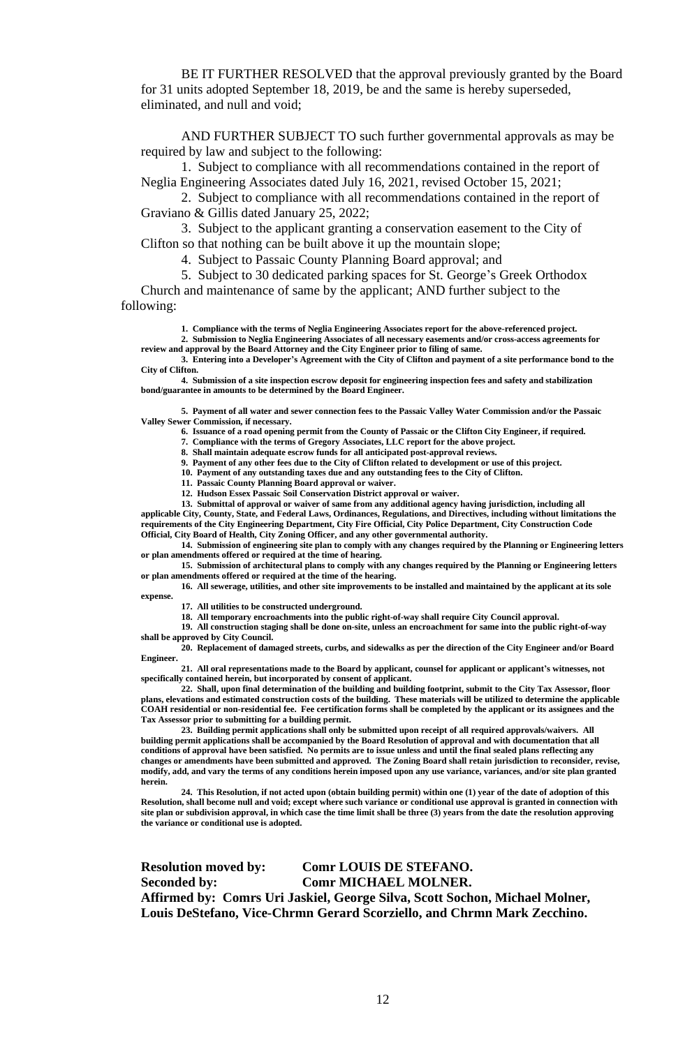BE IT FURTHER RESOLVED that the approval previously granted by the Board for 31 units adopted September 18, 2019, be and the same is hereby superseded, eliminated, and null and void;

AND FURTHER SUBJECT TO such further governmental approvals as may be required by law and subject to the following:

1. Subject to compliance with all recommendations contained in the report of Neglia Engineering Associates dated July 16, 2021, revised October 15, 2021;

2. Subject to compliance with all recommendations contained in the report of Graviano & Gillis dated January 25, 2022;

3. Subject to the applicant granting a conservation easement to the City of Clifton so that nothing can be built above it up the mountain slope;

4. Subject to Passaic County Planning Board approval; and

5. Subject to 30 dedicated parking spaces for St. George's Greek Orthodox Church and maintenance of same by the applicant; AND further subject to the following:

**1. Compliance with the terms of Neglia Engineering Associates report for the above-referenced project.**

**2. Submission to Neglia Engineering Associates of all necessary easements and/or cross-access agreements for review and approval by the Board Attorney and the City Engineer prior to filing of same.**

**3. Entering into a Developer's Agreement with the City of Clifton and payment of a site performance bond to the City of Clifton.**

**4. Submission of a site inspection escrow deposit for engineering inspection fees and safety and stabilization bond/guarantee in amounts to be determined by the Board Engineer.**

**5. Payment of all water and sewer connection fees to the Passaic Valley Water Commission and/or the Passaic Valley Sewer Commission, if necessary.**

**6. Issuance of a road opening permit from the County of Passaic or the Clifton City Engineer, if required.**

**7. Compliance with the terms of Gregory Associates, LLC report for the above project.**

**8. Shall maintain adequate escrow funds for all anticipated post-approval reviews.**

**9. Payment of any other fees due to the City of Clifton related to development or use of this project.**

**10. Payment of any outstanding taxes due and any outstanding fees to the City of Clifton.**

**11. Passaic County Planning Board approval or waiver.**

**12. Hudson Essex Passaic Soil Conservation District approval or waiver.**

**13. Submittal of approval or waiver of same from any additional agency having jurisdiction, including all applicable City, County, State, and Federal Laws, Ordinances, Regulations, and Directives, including without limitations the requirements of the City Engineering Department, City Fire Official, City Police Department, City Construction Code Official, City Board of Health, City Zoning Officer, and any other governmental authority.**

**14. Submission of engineering site plan to comply with any changes required by the Planning or Engineering letters or plan amendments offered or required at the time of hearing.**

**15. Submission of architectural plans to comply with any changes required by the Planning or Engineering letters or plan amendments offered or required at the time of the hearing.**

**16. All sewerage, utilities, and other site improvements to be installed and maintained by the applicant at its sole expense.**

**17. All utilities to be constructed underground.**

**18. All temporary encroachments into the public right-of-way shall require City Council approval.**

**19. All construction staging shall be done on-site, unless an encroachment for same into the public right-of-way shall be approved by City Council.**

**20. Replacement of damaged streets, curbs, and sidewalks as per the direction of the City Engineer and/or Board Engineer.**

**21. All oral representations made to the Board by applicant, counsel for applicant or applicant's witnesses, not specifically contained herein, but incorporated by consent of applicant.**

**22. Shall, upon final determination of the building and building footprint, submit to the City Tax Assessor, floor plans, elevations and estimated construction costs of the building. These materials will be utilized to determine the applicable COAH residential or non-residential fee. Fee certification forms shall be completed by the applicant or its assignees and the Tax Assessor prior to submitting for a building permit.**

**23. Building permit applications shall only be submitted upon receipt of all required approvals/waivers. All building permit applications shall be accompanied by the Board Resolution of approval and with documentation that all conditions of approval have been satisfied. No permits are to issue unless and until the final sealed plans reflecting any changes or amendments have been submitted and approved. The Zoning Board shall retain jurisdiction to reconsider, revise, modify, add, and vary the terms of any conditions herein imposed upon any use variance, variances, and/or site plan granted herein.**

**24. This Resolution, if not acted upon (obtain building permit) within one (1) year of the date of adoption of this Resolution, shall become null and void; except where such variance or conditional use approval is granted in connection with site plan or subdivision approval, in which case the time limit shall be three (3) years from the date the resolution approving the variance or conditional use is adopted.**

**Resolution moved by: Comr LOUIS DE STEFANO.**
**Seconded by: Comr MICHAEL MOLNER.**
**Affirmed by: Comrs Uri Jaskiel, George Silva, Scott Sochon, Michael Molner, Louis DeStefano, Vice-Chrmn Gerard Scorziello, and Chrmn Mark Zecchino.**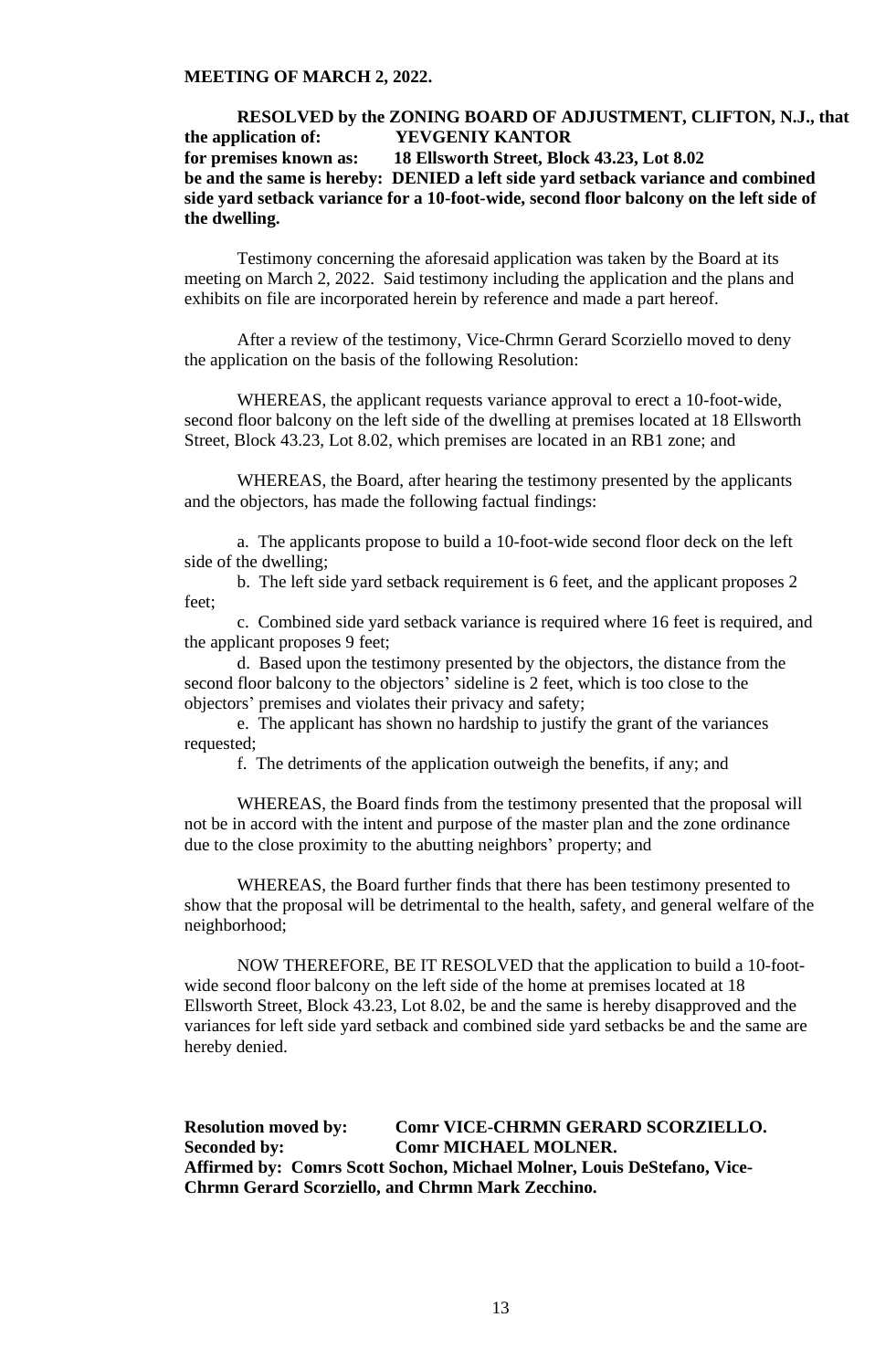**MEETING OF MARCH 2, 2022.**

**RESOLVED by the ZONING BOARD OF ADJUSTMENT, CLIFTON, N.J., that the application of: YEVGENIY KANTOR**
**for premises known as: 18 Ellsworth Street, Block 43.23, Lot 8.02**
**be and the same is hereby: DENIED a left side yard setback variance and combined side yard setback variance for a 10-foot-wide, second floor balcony on the left side of the dwelling.**

Testimony concerning the aforesaid application was taken by the Board at its meeting on March 2, 2022. Said testimony including the application and the plans and exhibits on file are incorporated herein by reference and made a part hereof.

After a review of the testimony, Vice-Chrmn Gerard Scorziello moved to deny the application on the basis of the following Resolution:

WHEREAS, the applicant requests variance approval to erect a 10-foot-wide, second floor balcony on the left side of the dwelling at premises located at 18 Ellsworth Street, Block 43.23, Lot 8.02, which premises are located in an RB1 zone; and

WHEREAS, the Board, after hearing the testimony presented by the applicants and the objectors, has made the following factual findings:

a. The applicants propose to build a 10-foot-wide second floor deck on the left side of the dwelling;

b. The left side yard setback requirement is 6 feet, and the applicant proposes 2 feet;

c. Combined side yard setback variance is required where 16 feet is required, and the applicant proposes 9 feet;

d. Based upon the testimony presented by the objectors, the distance from the second floor balcony to the objectors' sideline is 2 feet, which is too close to the objectors' premises and violates their privacy and safety;

e. The applicant has shown no hardship to justify the grant of the variances requested;

f. The detriments of the application outweigh the benefits, if any; and

WHEREAS, the Board finds from the testimony presented that the proposal will not be in accord with the intent and purpose of the master plan and the zone ordinance due to the close proximity to the abutting neighbors' property; and

WHEREAS, the Board further finds that there has been testimony presented to show that the proposal will be detrimental to the health, safety, and general welfare of the neighborhood;

NOW THEREFORE, BE IT RESOLVED that the application to build a 10-foot-wide second floor balcony on the left side of the home at premises located at 18 Ellsworth Street, Block 43.23, Lot 8.02, be and the same is hereby disapproved and the variances for left side yard setback and combined side yard setbacks be and the same are hereby denied.

**Resolution moved by: Comr VICE-CHRMN GERARD SCORZIELLO.**
**Seconded by: Comr MICHAEL MOLNER.**
**Affirmed by: Comrs Scott Sochon, Michael Molner, Louis DeStefano, Vice-Chrmn Gerard Scorziello, and Chrmn Mark Zecchino.**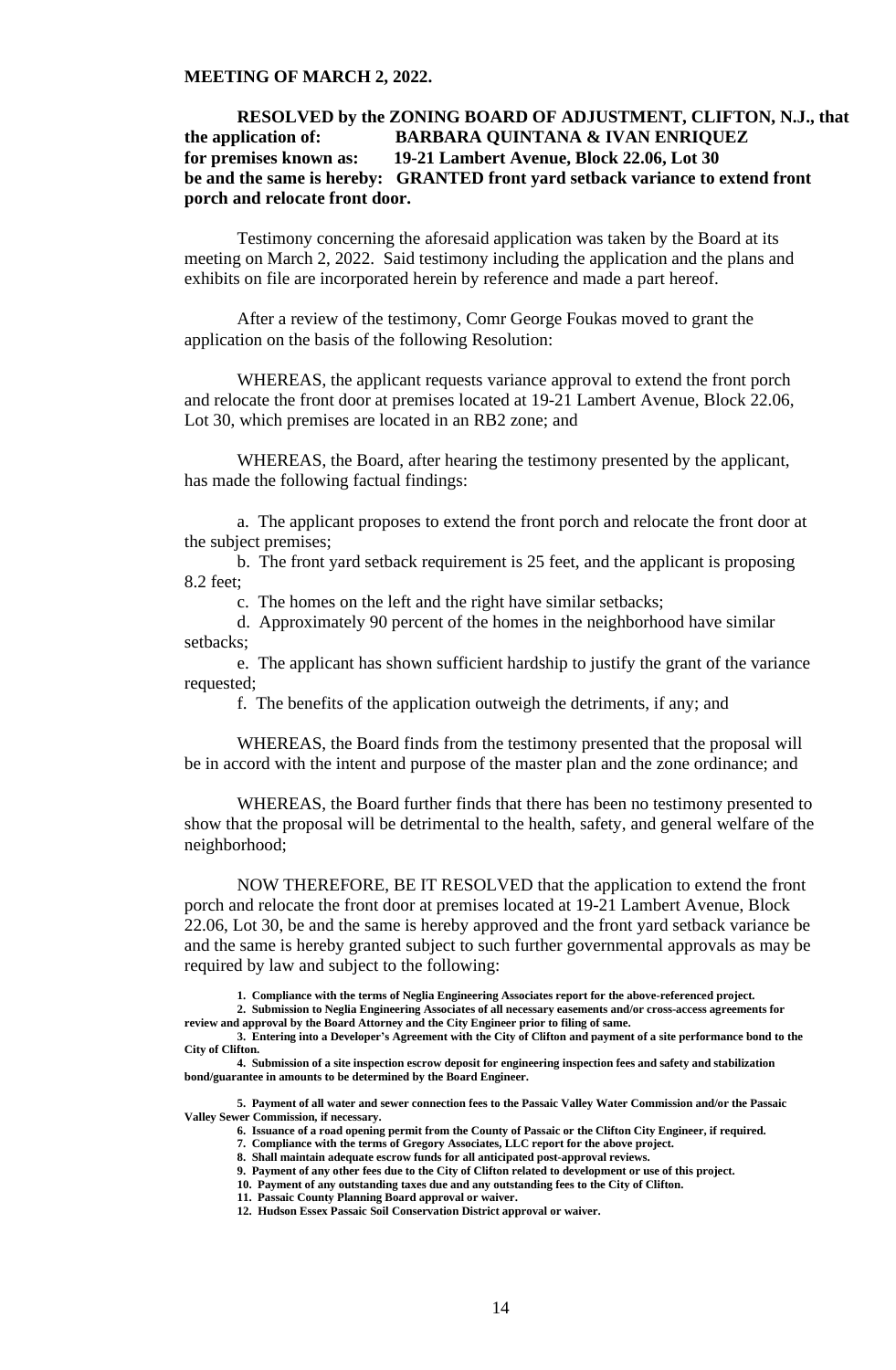**MEETING OF MARCH 2, 2022.**

**RESOLVED by the ZONING BOARD OF ADJUSTMENT, CLIFTON, N.J., that the application of: BARBARA QUINTANA & IVAN ENRIQUEZ for premises known as: 19-21 Lambert Avenue, Block 22.06, Lot 30 be and the same is hereby: GRANTED front yard setback variance to extend front porch and relocate front door.**

Testimony concerning the aforesaid application was taken by the Board at its meeting on March 2, 2022. Said testimony including the application and the plans and exhibits on file are incorporated herein by reference and made a part hereof.

After a review of the testimony, Comr George Foukas moved to grant the application on the basis of the following Resolution:

WHEREAS, the applicant requests variance approval to extend the front porch and relocate the front door at premises located at 19-21 Lambert Avenue, Block 22.06, Lot 30, which premises are located in an RB2 zone; and

WHEREAS, the Board, after hearing the testimony presented by the applicant, has made the following factual findings:

a. The applicant proposes to extend the front porch and relocate the front door at the subject premises;

b. The front yard setback requirement is 25 feet, and the applicant is proposing 8.2 feet;

c. The homes on the left and the right have similar setbacks;

d. Approximately 90 percent of the homes in the neighborhood have similar setbacks;

e. The applicant has shown sufficient hardship to justify the grant of the variance requested;

f. The benefits of the application outweigh the detriments, if any; and

WHEREAS, the Board finds from the testimony presented that the proposal will be in accord with the intent and purpose of the master plan and the zone ordinance; and

WHEREAS, the Board further finds that there has been no testimony presented to show that the proposal will be detrimental to the health, safety, and general welfare of the neighborhood;

NOW THEREFORE, BE IT RESOLVED that the application to extend the front porch and relocate the front door at premises located at 19-21 Lambert Avenue, Block 22.06, Lot 30, be and the same is hereby approved and the front yard setback variance be and the same is hereby granted subject to such further governmental approvals as may be required by law and subject to the following:

**1. Compliance with the terms of Neglia Engineering Associates report for the above-referenced project.**

**2. Submission to Neglia Engineering Associates of all necessary easements and/or cross-access agreements for review and approval by the Board Attorney and the City Engineer prior to filing of same.**

**3. Entering into a Developer's Agreement with the City of Clifton and payment of a site performance bond to the City of Clifton.**

**4. Submission of a site inspection escrow deposit for engineering inspection fees and safety and stabilization bond/guarantee in amounts to be determined by the Board Engineer.**

**5. Payment of all water and sewer connection fees to the Passaic Valley Water Commission and/or the Passaic Valley Sewer Commission, if necessary.**

**6. Issuance of a road opening permit from the County of Passaic or the Clifton City Engineer, if required.**

**7. Compliance with the terms of Gregory Associates, LLC report for the above project.**

**8. Shall maintain adequate escrow funds for all anticipated post-approval reviews.**

**9. Payment of any other fees due to the City of Clifton related to development or use of this project.**

**10. Payment of any outstanding taxes due and any outstanding fees to the City of Clifton.**

**11. Passaic County Planning Board approval or waiver.**

**12. Hudson Essex Passaic Soil Conservation District approval or waiver.**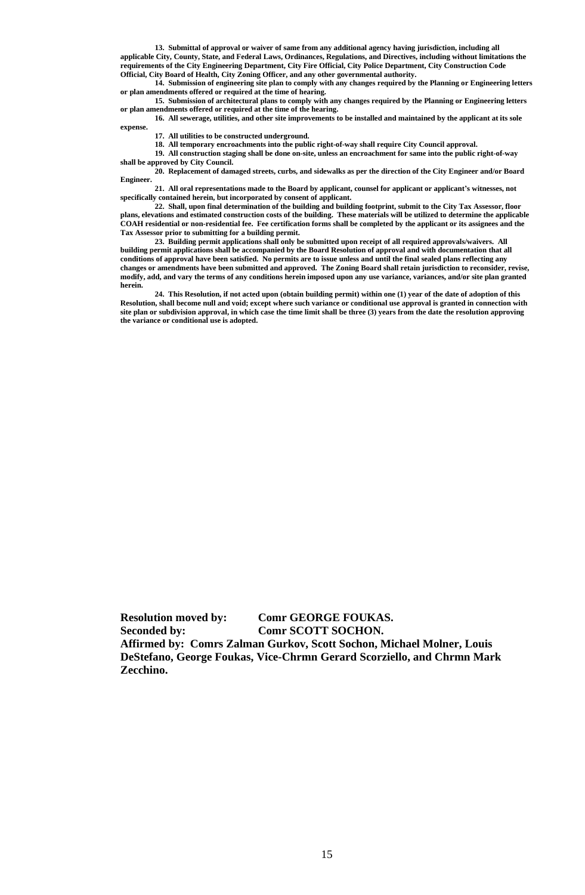**13. Submittal of approval or waiver of same from any additional agency having jurisdiction, including all applicable City, County, State, and Federal Laws, Ordinances, Regulations, and Directives, including without limitations the requirements of the City Engineering Department, City Fire Official, City Police Department, City Construction Code Official, City Board of Health, City Zoning Officer, and any other governmental authority.**

**14. Submission of engineering site plan to comply with any changes required by the Planning or Engineering letters or plan amendments offered or required at the time of hearing.**

**15. Submission of architectural plans to comply with any changes required by the Planning or Engineering letters or plan amendments offered or required at the time of the hearing.**

**16. All sewerage, utilities, and other site improvements to be installed and maintained by the applicant at its sole expense.**

**17. All utilities to be constructed underground.**

**18. All temporary encroachments into the public right-of-way shall require City Council approval.**

**19. All construction staging shall be done on-site, unless an encroachment for same into the public right-of-way shall be approved by City Council.**

**20. Replacement of damaged streets, curbs, and sidewalks as per the direction of the City Engineer and/or Board Engineer.**

**21. All oral representations made to the Board by applicant, counsel for applicant or applicant's witnesses, not specifically contained herein, but incorporated by consent of applicant.**

**22. Shall, upon final determination of the building and building footprint, submit to the City Tax Assessor, floor plans, elevations and estimated construction costs of the building. These materials will be utilized to determine the applicable COAH residential or non-residential fee. Fee certification forms shall be completed by the applicant or its assignees and the Tax Assessor prior to submitting for a building permit.**

**23. Building permit applications shall only be submitted upon receipt of all required approvals/waivers. All building permit applications shall be accompanied by the Board Resolution of approval and with documentation that all conditions of approval have been satisfied. No permits are to issue unless and until the final sealed plans reflecting any changes or amendments have been submitted and approved. The Zoning Board shall retain jurisdiction to reconsider, revise, modify, add, and vary the terms of any conditions herein imposed upon any use variance, variances, and/or site plan granted herein.**

**24. This Resolution, if not acted upon (obtain building permit) within one (1) year of the date of adoption of this Resolution, shall become null and void; except where such variance or conditional use approval is granted in connection with site plan or subdivision approval, in which case the time limit shall be three (3) years from the date the resolution approving the variance or conditional use is adopted.**

**Resolution moved by:** **Comr GEORGE FOUKAS.**
**Seconded by:** **Comr SCOTT SOCHON.**
**Affirmed by: Comrs Zalman Gurkov, Scott Sochon, Michael Molner, Louis DeStefano, George Foukas, Vice-Chrmn Gerard Scorziello, and Chrmn Mark Zecchino.**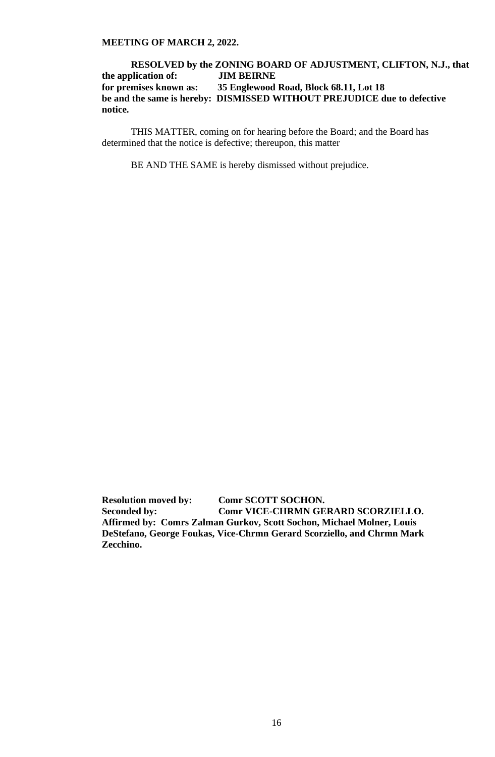**MEETING OF MARCH 2, 2022.**

**RESOLVED by the ZONING BOARD OF ADJUSTMENT, CLIFTON, N.J., that the application of: JIM BEIRNE**
**for premises known as: 35 Englewood Road, Block 68.11, Lot 18**
**be and the same is hereby: DISMISSED WITHOUT PREJUDICE due to defective notice.**

THIS MATTER, coming on for hearing before the Board; and the Board has determined that the notice is defective; thereupon, this matter

BE AND THE SAME is hereby dismissed without prejudice.

**Resolution moved by: Comr SCOTT SOCHON.**
**Seconded by: Comr VICE-CHRMN GERARD SCORZIELLO.**
**Affirmed by: Comrs Zalman Gurkov, Scott Sochon, Michael Molner, Louis DeStefano, George Foukas, Vice-Chrmn Gerard Scorziello, and Chrmn Mark Zecchino.**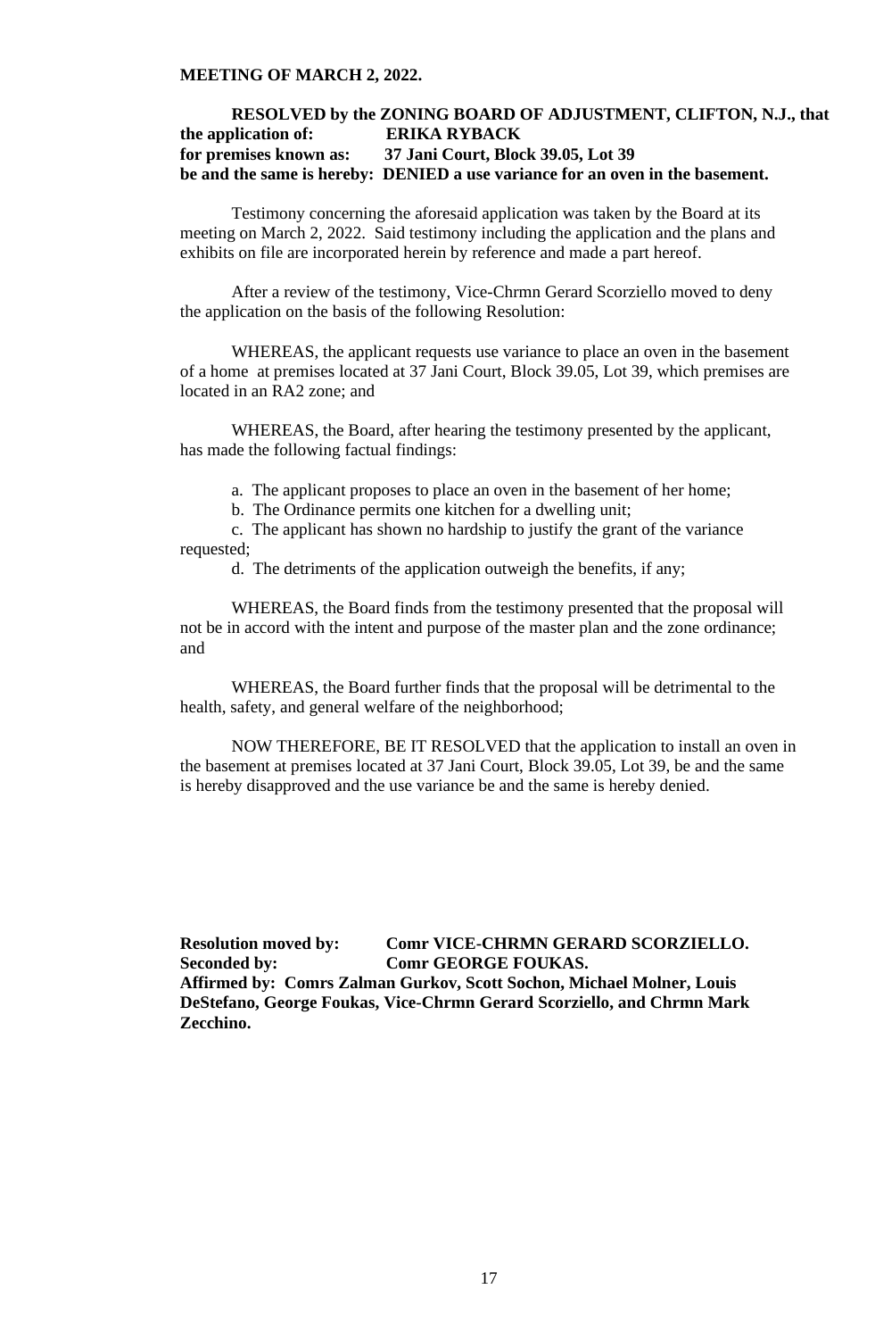**MEETING OF MARCH 2, 2022.**

**RESOLVED by the ZONING BOARD OF ADJUSTMENT, CLIFTON, N.J., that the application of: ERIKA RYBACK**
**for premises known as: 37 Jani Court, Block 39.05, Lot 39**
**be and the same is hereby: DENIED a use variance for an oven in the basement.**

Testimony concerning the aforesaid application was taken by the Board at its meeting on March 2, 2022. Said testimony including the application and the plans and exhibits on file are incorporated herein by reference and made a part hereof.

After a review of the testimony, Vice-Chrmn Gerard Scorziello moved to deny the application on the basis of the following Resolution:

WHEREAS, the applicant requests use variance to place an oven in the basement of a home at premises located at 37 Jani Court, Block 39.05, Lot 39, which premises are located in an RA2 zone; and

WHEREAS, the Board, after hearing the testimony presented by the applicant, has made the following factual findings:

a. The applicant proposes to place an oven in the basement of her home;

b. The Ordinance permits one kitchen for a dwelling unit;

c. The applicant has shown no hardship to justify the grant of the variance requested;

d. The detriments of the application outweigh the benefits, if any;

WHEREAS, the Board finds from the testimony presented that the proposal will not be in accord with the intent and purpose of the master plan and the zone ordinance; and

WHEREAS, the Board further finds that the proposal will be detrimental to the health, safety, and general welfare of the neighborhood;

NOW THEREFORE, BE IT RESOLVED that the application to install an oven in the basement at premises located at 37 Jani Court, Block 39.05, Lot 39, be and the same is hereby disapproved and the use variance be and the same is hereby denied.

**Resolution moved by: Comr VICE-CHRMN GERARD SCORZIELLO.**
**Seconded by: Comr GEORGE FOUKAS.**
**Affirmed by: Comrs Zalman Gurkov, Scott Sochon, Michael Molner, Louis DeStefano, George Foukas, Vice-Chrmn Gerard Scorziello, and Chrmn Mark Zecchino.**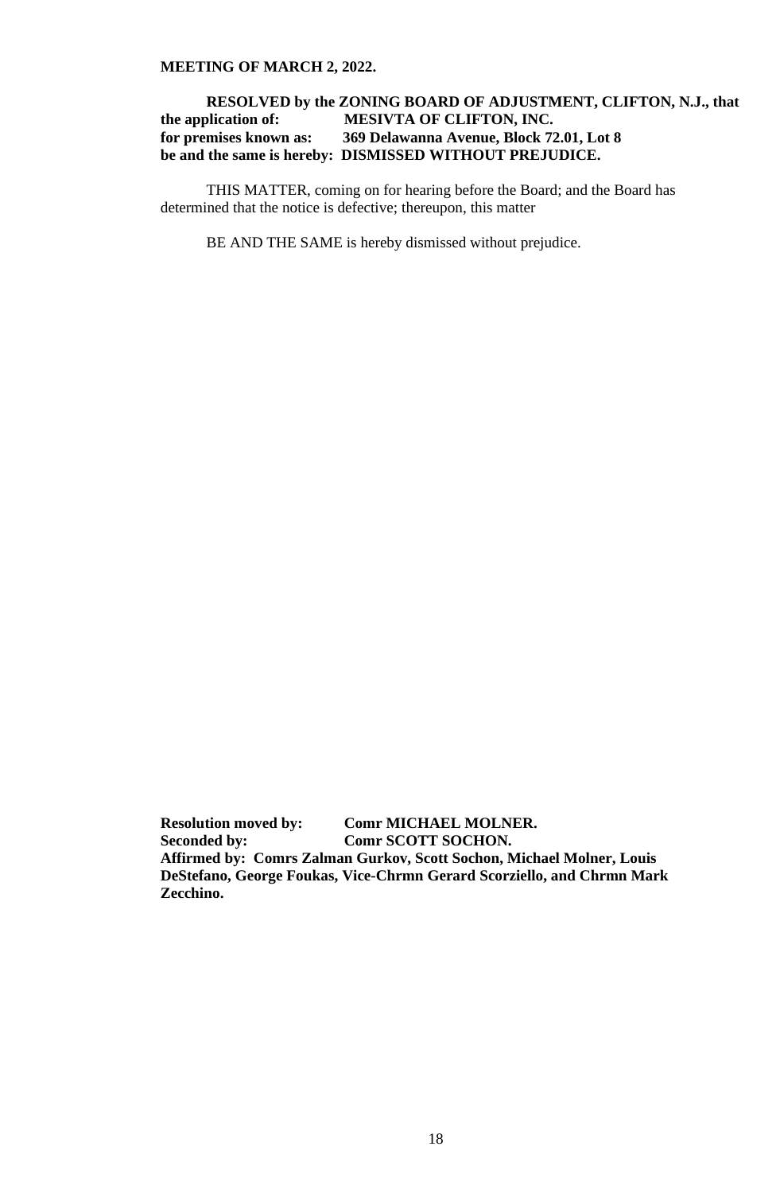**MEETING OF MARCH 2, 2022.**

**RESOLVED by the ZONING BOARD OF ADJUSTMENT, CLIFTON, N.J., that the application of: MESIVTA OF CLIFTON, INC.**
**for premises known as: 369 Delawanna Avenue, Block 72.01, Lot 8**
**be and the same is hereby: DISMISSED WITHOUT PREJUDICE.**

THIS MATTER, coming on for hearing before the Board; and the Board has determined that the notice is defective; thereupon, this matter

BE AND THE SAME is hereby dismissed without prejudice.

**Resolution moved by: Comr MICHAEL MOLNER.**
**Seconded by: Comr SCOTT SOCHON.**
**Affirmed by: Comrs Zalman Gurkov, Scott Sochon, Michael Molner, Louis DeStefano, George Foukas, Vice-Chrmn Gerard Scorziello, and Chrmn Mark Zecchino.**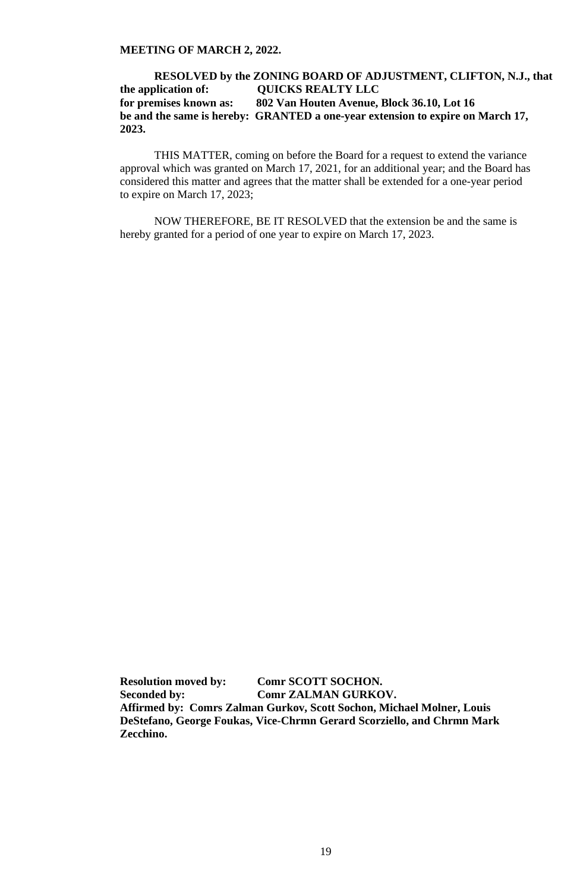**MEETING OF MARCH 2, 2022.**

**RESOLVED by the ZONING BOARD OF ADJUSTMENT, CLIFTON, N.J., that the application of: QUICKS REALTY LLC**
**for premises known as: 802 Van Houten Avenue, Block 36.10, Lot 16**
**be and the same is hereby: GRANTED a one-year extension to expire on March 17, 2023.**

THIS MATTER, coming on before the Board for a request to extend the variance approval which was granted on March 17, 2021, for an additional year; and the Board has considered this matter and agrees that the matter shall be extended for a one-year period to expire on March 17, 2023;

NOW THEREFORE, BE IT RESOLVED that the extension be and the same is hereby granted for a period of one year to expire on March 17, 2023.

**Resolution moved by: Comr SCOTT SOCHON.**
**Seconded by: Comr ZALMAN GURKOV.**
**Affirmed by: Comrs Zalman Gurkov, Scott Sochon, Michael Molner, Louis DeStefano, George Foukas, Vice-Chrmn Gerard Scorziello, and Chrmn Mark Zecchino.**